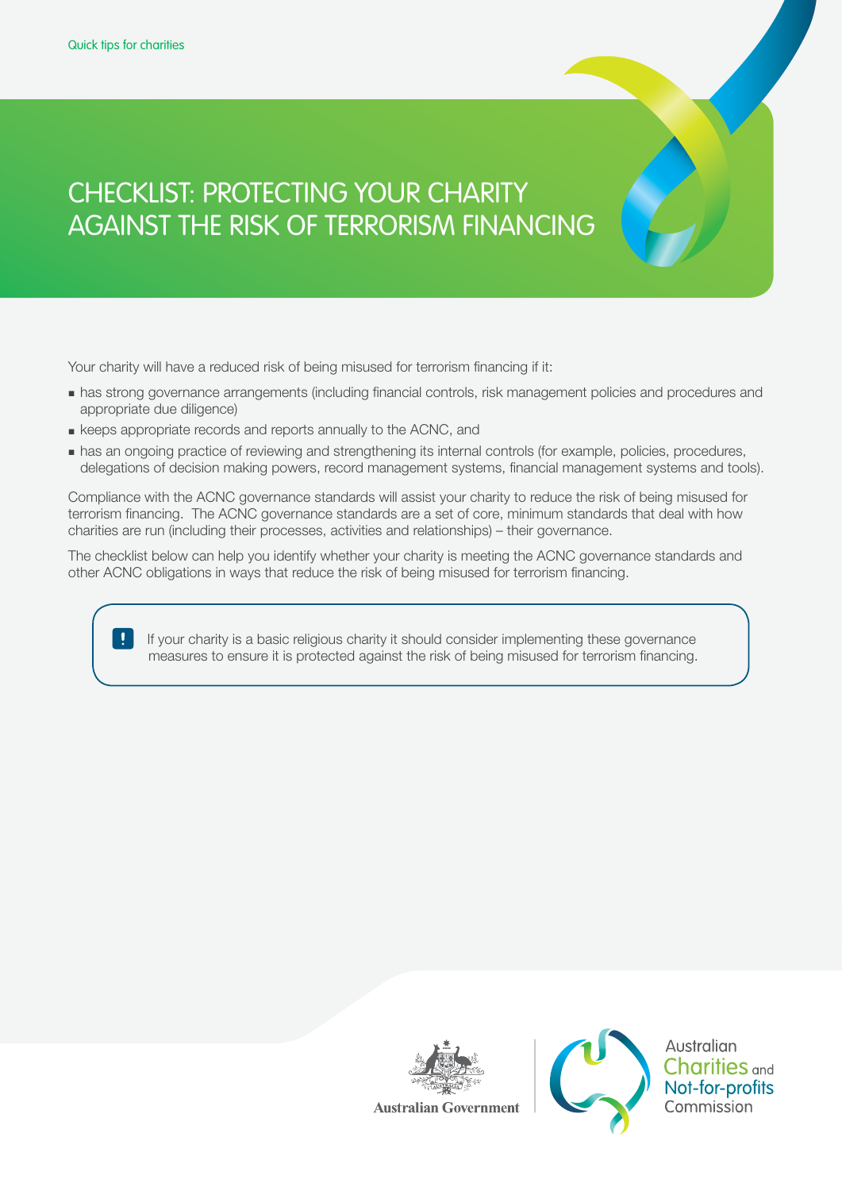Quick tips for charities

# CHECKLIST: PROTECTING YOUR CHARITY AGAINST THE RISK OF TERRORISM FINANCING

Your charity will have a reduced risk of being misused for terrorism financing if it:

- has strong governance arrangements (including financial controls, risk management policies and procedures and appropriate due diligence)
- keeps appropriate records and reports annually to the ACNC, and
- has an ongoing practice of reviewing and strengthening its internal controls (for example, policies, procedures, delegations of decision making powers, record management systems, financial management systems and tools).

Compliance with the ACNC governance standards will assist your charity to reduce the risk of being misused for terrorism financing. The ACNC governance standards are a set of core, minimum standards that deal with how charities are run (including their processes, activities and relationships) – their governance.

The checklist below can help you identify whether your charity is meeting the ACNC governance standards and other ACNC obligations in ways that reduce the risk of being misused for terrorism financing.

> **!** If your charity is a basic religious charity it should consider implementing these governance measures to ensure it is protected against the risk of being misused for terrorism financing.

Australian Government

Australian Charities and Not-for-profits Commission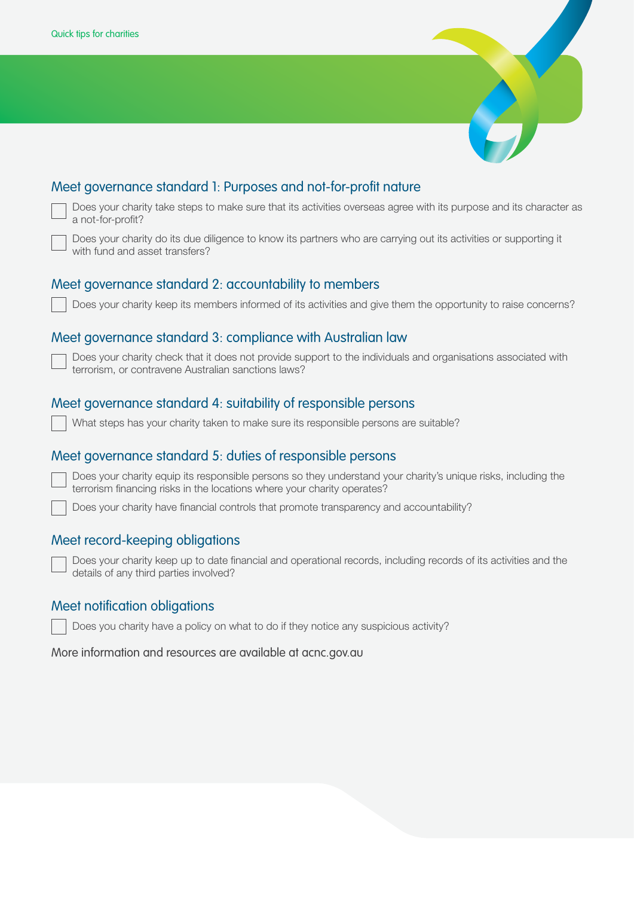## Meet governance standard 1: Purposes and not-for-profit nature

- [ ] Does your charity take steps to make sure that its activities overseas agree with its purpose and its character as a not-for-profit?
- [ ] Does your charity do its due diligence to know its partners who are carrying out its activities or supporting it with fund and asset transfers?

## Meet governance standard 2: accountability to members

- [ ] Does your charity keep its members informed of its activities and give them the opportunity to raise concerns?

## Meet governance standard 3: compliance with Australian law

- [ ] Does your charity check that it does not provide support to the individuals and organisations associated with terrorism, or contravene Australian sanctions laws?

## Meet governance standard 4: suitability of responsible persons

- [ ] What steps has your charity taken to make sure its responsible persons are suitable?

## Meet governance standard 5: duties of responsible persons

- [ ] Does your charity equip its responsible persons so they understand your charity's unique risks, including the terrorism financing risks in the locations where your charity operates?
- [ ] Does your charity have financial controls that promote transparency and accountability?

## Meet record-keeping obligations

- [ ] Does your charity keep up to date financial and operational records, including records of its activities and the details of any third parties involved?

## Meet notification obligations

- [ ] Does you charity have a policy on what to do if they notice any suspicious activity?

More information and resources are available at acnc.gov.au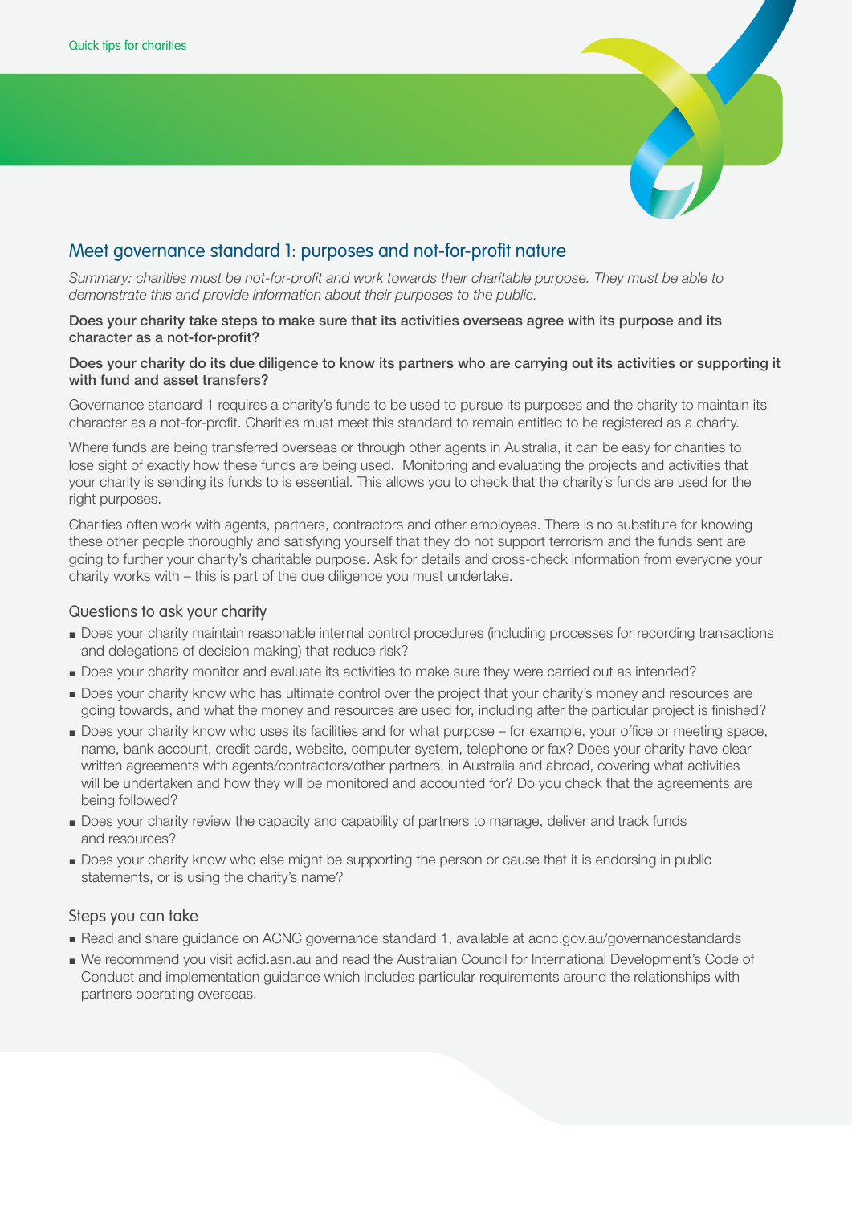## Meet governance standard 1: purposes and not-for-profit nature

*Summary: charities must be not-for-profit and work towards their charitable purpose. They must be able to demonstrate this and provide information about their purposes to the public.*

**Does your charity take steps to make sure that its activities overseas agree with its purpose and its character as a not-for-profit?**

**Does your charity do its due diligence to know its partners who are carrying out its activities or supporting it with fund and asset transfers?**

Governance standard 1 requires a charity's funds to be used to pursue its purposes and the charity to maintain its character as a not-for-profit. Charities must meet this standard to remain entitled to be registered as a charity.

Where funds are being transferred overseas or through other agents in Australia, it can be easy for charities to lose sight of exactly how these funds are being used. Monitoring and evaluating the projects and activities that your charity is sending its funds to is essential. This allows you to check that the charity's funds are used for the right purposes.

Charities often work with agents, partners, contractors and other employees. There is no substitute for knowing these other people thoroughly and satisfying yourself that they do not support terrorism and the funds sent are going to further your charity's charitable purpose. Ask for details and cross-check information from everyone your charity works with – this is part of the due diligence you must undertake.

### Questions to ask your charity

- Does your charity maintain reasonable internal control procedures (including processes for recording transactions and delegations of decision making) that reduce risk?
- Does your charity monitor and evaluate its activities to make sure they were carried out as intended?
- Does your charity know who has ultimate control over the project that your charity's money and resources are going towards, and what the money and resources are used for, including after the particular project is finished?
- Does your charity know who uses its facilities and for what purpose – for example, your office or meeting space, name, bank account, credit cards, website, computer system, telephone or fax? Does your charity have clear written agreements with agents/contractors/other partners, in Australia and abroad, covering what activities will be undertaken and how they will be monitored and accounted for? Do you check that the agreements are being followed?
- Does your charity review the capacity and capability of partners to manage, deliver and track funds and resources?
- Does your charity know who else might be supporting the person or cause that it is endorsing in public statements, or is using the charity's name?

### Steps you can take

- Read and share guidance on ACNC governance standard 1, available at acnc.gov.au/governancestandards
- We recommend you visit acfid.asn.au and read the Australian Council for International Development's Code of Conduct and implementation guidance which includes particular requirements around the relationships with partners operating overseas.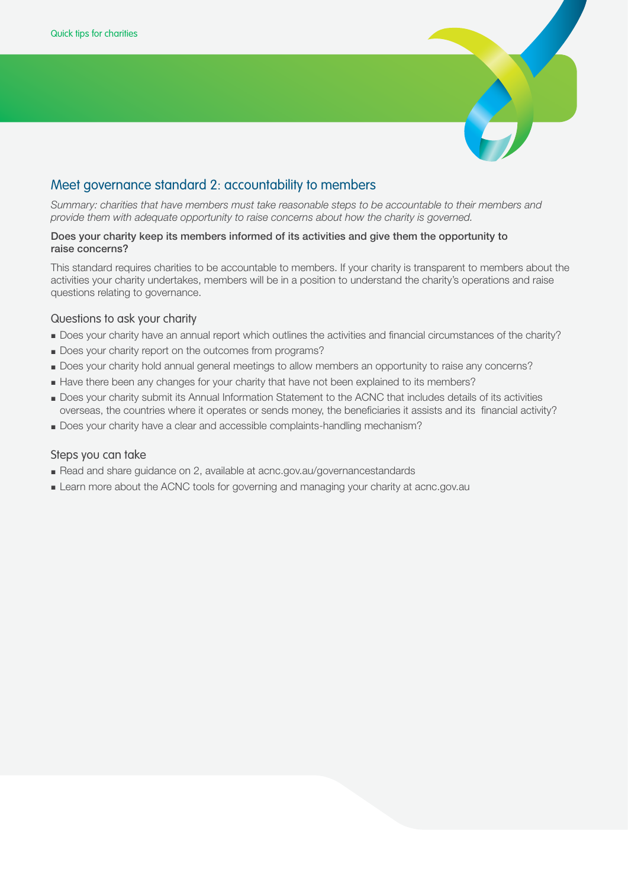## Meet governance standard 2: accountability to members

*Summary: charities that have members must take reasonable steps to be accountable to their members and provide them with adequate opportunity to raise concerns about how the charity is governed.*

**Does your charity keep its members informed of its activities and give them the opportunity to raise concerns?**

This standard requires charities to be accountable to members. If your charity is transparent to members about the activities your charity undertakes, members will be in a position to understand the charity's operations and raise questions relating to governance.

### Questions to ask your charity

- Does your charity have an annual report which outlines the activities and financial circumstances of the charity?
- Does your charity report on the outcomes from programs?
- Does your charity hold annual general meetings to allow members an opportunity to raise any concerns?
- Have there been any changes for your charity that have not been explained to its members?
- Does your charity submit its Annual Information Statement to the ACNC that includes details of its activities overseas, the countries where it operates or sends money, the beneficiaries it assists and its financial activity?
- Does your charity have a clear and accessible complaints-handling mechanism?

### Steps you can take

- Read and share guidance on 2, available at acnc.gov.au/governancestandards
- Learn more about the ACNC tools for governing and managing your charity at acnc.gov.au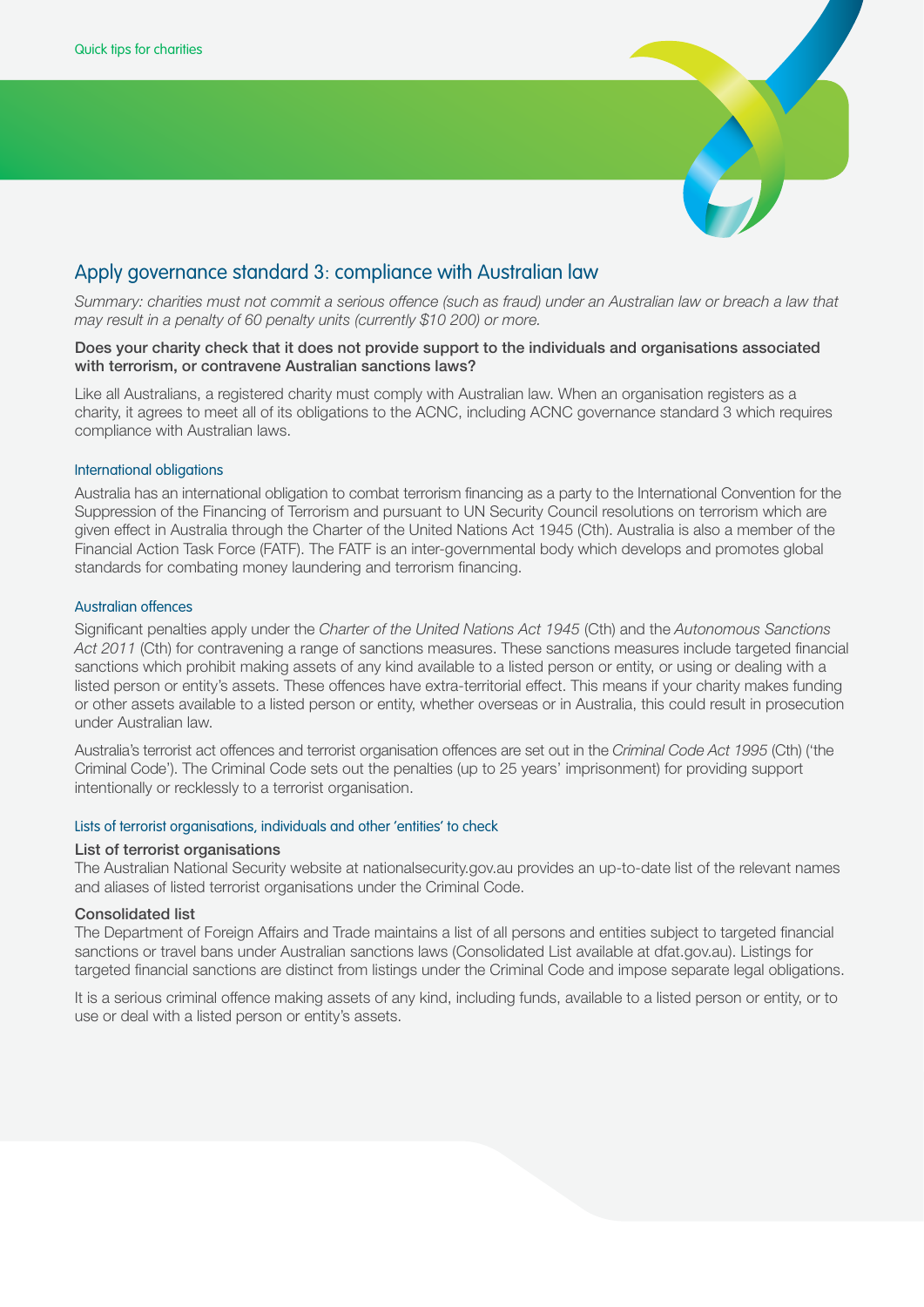## Apply governance standard 3: compliance with Australian law

*Summary: charities must not commit a serious offence (such as fraud) under an Australian law or breach a law that may result in a penalty of 60 penalty units (currently $10 200) or more.*

**Does your charity check that it does not provide support to the individuals and organisations associated with terrorism, or contravene Australian sanctions laws?**

Like all Australians, a registered charity must comply with Australian law. When an organisation registers as a charity, it agrees to meet all of its obligations to the ACNC, including ACNC governance standard 3 which requires compliance with Australian laws.

### International obligations

Australia has an international obligation to combat terrorism financing as a party to the International Convention for the Suppression of the Financing of Terrorism and pursuant to UN Security Council resolutions on terrorism which are given effect in Australia through the Charter of the United Nations Act 1945 (Cth). Australia is also a member of the Financial Action Task Force (FATF). The FATF is an inter-governmental body which develops and promotes global standards for combating money laundering and terrorism financing.

### Australian offences

Significant penalties apply under the *Charter of the United Nations Act 1945* (Cth) and the *Autonomous Sanctions Act 2011* (Cth) for contravening a range of sanctions measures. These sanctions measures include targeted financial sanctions which prohibit making assets of any kind available to a listed person or entity, or using or dealing with a listed person or entity's assets. These offences have extra-territorial effect. This means if your charity makes funding or other assets available to a listed person or entity, whether overseas or in Australia, this could result in prosecution under Australian law.

Australia's terrorist act offences and terrorist organisation offences are set out in the *Criminal Code Act 1995* (Cth) ('the Criminal Code'). The Criminal Code sets out the penalties (up to 25 years' imprisonment) for providing support intentionally or recklessly to a terrorist organisation.

### Lists of terrorist organisations, individuals and other 'entities' to check

**List of terrorist organisations**

The Australian National Security website at nationalsecurity.gov.au provides an up-to-date list of the relevant names and aliases of listed terrorist organisations under the Criminal Code.

**Consolidated list**

The Department of Foreign Affairs and Trade maintains a list of all persons and entities subject to targeted financial sanctions or travel bans under Australian sanctions laws (Consolidated List available at dfat.gov.au). Listings for targeted financial sanctions are distinct from listings under the Criminal Code and impose separate legal obligations.

It is a serious criminal offence making assets of any kind, including funds, available to a listed person or entity, or to use or deal with a listed person or entity's assets.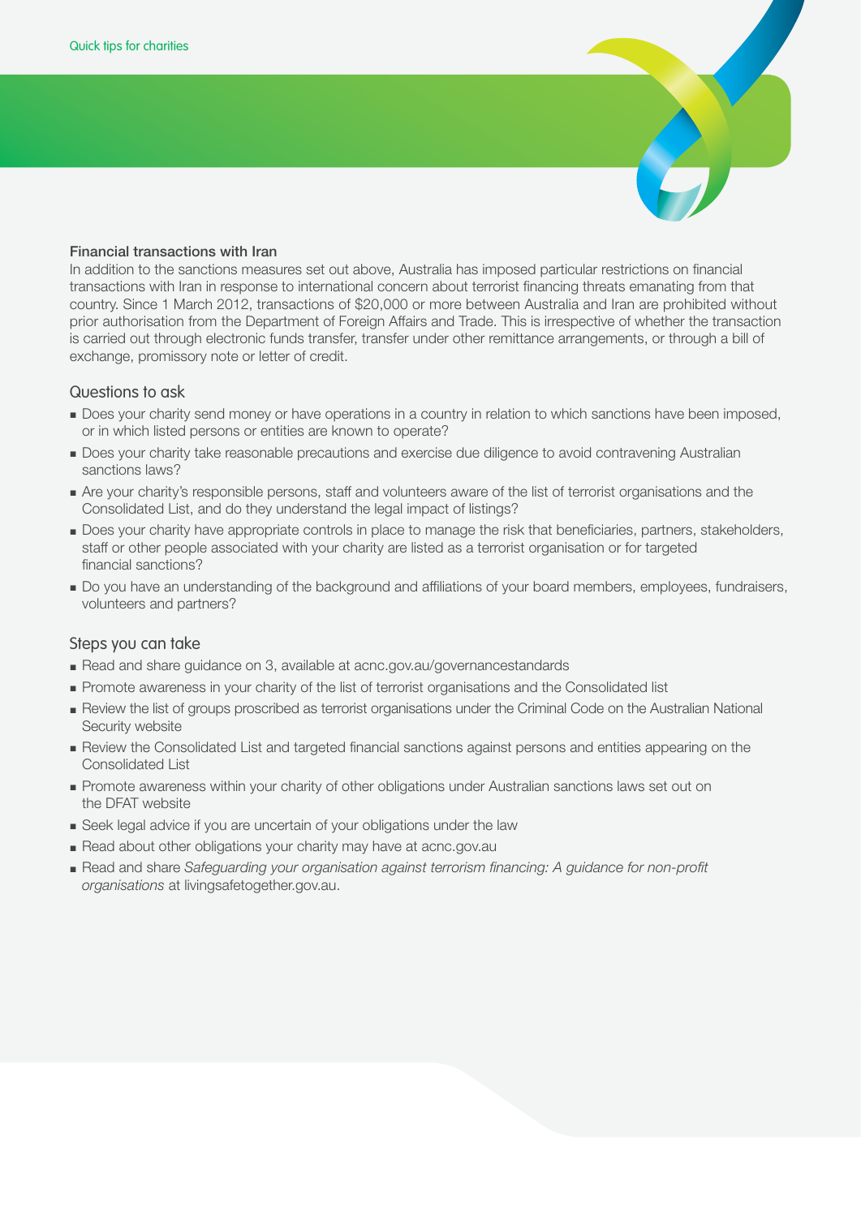### Financial transactions with Iran

In addition to the sanctions measures set out above, Australia has imposed particular restrictions on financial transactions with Iran in response to international concern about terrorist financing threats emanating from that country. Since 1 March 2012, transactions of $20,000 or more between Australia and Iran are prohibited without prior authorisation from the Department of Foreign Affairs and Trade. This is irrespective of whether the transaction is carried out through electronic funds transfer, transfer under other remittance arrangements, or through a bill of exchange, promissory note or letter of credit.

## Questions to ask

- Does your charity send money or have operations in a country in relation to which sanctions have been imposed, or in which listed persons or entities are known to operate?
- Does your charity take reasonable precautions and exercise due diligence to avoid contravening Australian sanctions laws?
- Are your charity's responsible persons, staff and volunteers aware of the list of terrorist organisations and the Consolidated List, and do they understand the legal impact of listings?
- Does your charity have appropriate controls in place to manage the risk that beneficiaries, partners, stakeholders, staff or other people associated with your charity are listed as a terrorist organisation or for targeted financial sanctions?
- Do you have an understanding of the background and affiliations of your board members, employees, fundraisers, volunteers and partners?

## Steps you can take

- Read and share guidance on 3, available at acnc.gov.au/governancestandards
- Promote awareness in your charity of the list of terrorist organisations and the Consolidated list
- Review the list of groups proscribed as terrorist organisations under the Criminal Code on the Australian National Security website
- Review the Consolidated List and targeted financial sanctions against persons and entities appearing on the Consolidated List
- Promote awareness within your charity of other obligations under Australian sanctions laws set out on the DFAT website
- Seek legal advice if you are uncertain of your obligations under the law
- Read about other obligations your charity may have at acnc.gov.au
- Read and share *Safeguarding your organisation against terrorism financing: A guidance for non-profit organisations* at livingsafetogether.gov.au.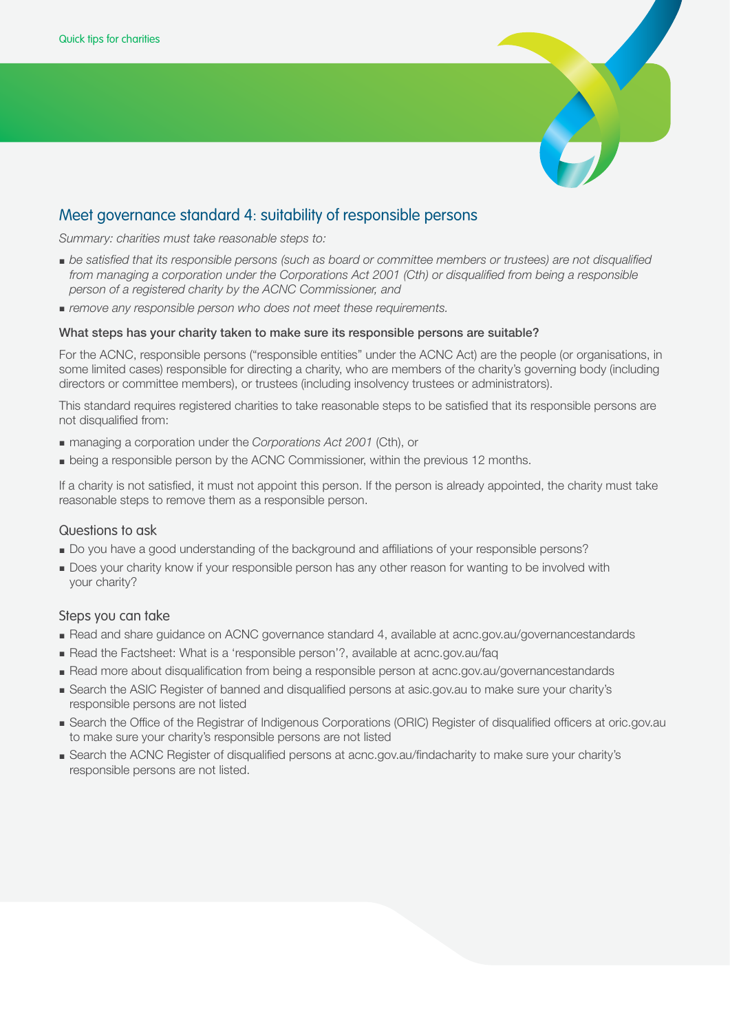## Meet governance standard 4: suitability of responsible persons

*Summary: charities must take reasonable steps to:*

- *be satisfied that its responsible persons (such as board or committee members or trustees) are not disqualified from managing a corporation under the Corporations Act 2001 (Cth) or disqualified from being a responsible person of a registered charity by the ACNC Commissioner, and*
- *remove any responsible person who does not meet these requirements.*

**What steps has your charity taken to make sure its responsible persons are suitable?**

For the ACNC, responsible persons ("responsible entities" under the ACNC Act) are the people (or organisations, in some limited cases) responsible for directing a charity, who are members of the charity's governing body (including directors or committee members), or trustees (including insolvency trustees or administrators).

This standard requires registered charities to take reasonable steps to be satisfied that its responsible persons are not disqualified from:

- managing a corporation under the *Corporations Act 2001* (Cth), or
- being a responsible person by the ACNC Commissioner, within the previous 12 months.

If a charity is not satisfied, it must not appoint this person. If the person is already appointed, the charity must take reasonable steps to remove them as a responsible person.

### Questions to ask

- Do you have a good understanding of the background and affiliations of your responsible persons?
- Does your charity know if your responsible person has any other reason for wanting to be involved with your charity?

### Steps you can take

- Read and share guidance on ACNC governance standard 4, available at acnc.gov.au/governancestandards
- Read the Factsheet: What is a 'responsible person'?, available at acnc.gov.au/faq
- Read more about disqualification from being a responsible person at acnc.gov.au/governancestandards
- Search the ASIC Register of banned and disqualified persons at asic.gov.au to make sure your charity's responsible persons are not listed
- Search the Office of the Registrar of Indigenous Corporations (ORIC) Register of disqualified officers at oric.gov.au to make sure your charity's responsible persons are not listed
- Search the ACNC Register of disqualified persons at acnc.gov.au/findacharity to make sure your charity's responsible persons are not listed.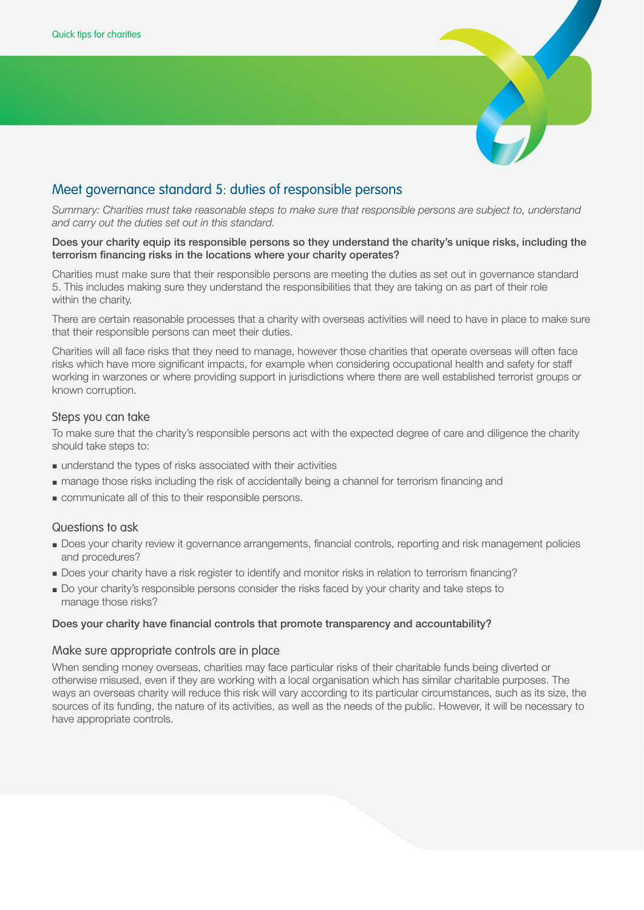## Meet governance standard 5: duties of responsible persons

*Summary: Charities must take reasonable steps to make sure that responsible persons are subject to, understand and carry out the duties set out in this standard.*

**Does your charity equip its responsible persons so they understand the charity's unique risks, including the terrorism financing risks in the locations where your charity operates?**

Charities must make sure that their responsible persons are meeting the duties as set out in governance standard 5. This includes making sure they understand the responsibilities that they are taking on as part of their role within the charity.

There are certain reasonable processes that a charity with overseas activities will need to have in place to make sure that their responsible persons can meet their duties.

Charities will all face risks that they need to manage, however those charities that operate overseas will often face risks which have more significant impacts, for example when considering occupational health and safety for staff working in warzones or where providing support in jurisdictions where there are well established terrorist groups or known corruption.

### Steps you can take

To make sure that the charity's responsible persons act with the expected degree of care and diligence the charity should take steps to:

- understand the types of risks associated with their activities
- manage those risks including the risk of accidentally being a channel for terrorism financing and
- communicate all of this to their responsible persons.

### Questions to ask

- Does your charity review it governance arrangements, financial controls, reporting and risk management policies and procedures?
- Does your charity have a risk register to identify and monitor risks in relation to terrorism financing?
- Do your charity's responsible persons consider the risks faced by your charity and take steps to manage those risks?

**Does your charity have financial controls that promote transparency and accountability?**

### Make sure appropriate controls are in place

When sending money overseas, charities may face particular risks of their charitable funds being diverted or otherwise misused, even if they are working with a local organisation which has similar charitable purposes. The ways an overseas charity will reduce this risk will vary according to its particular circumstances, such as its size, the sources of its funding, the nature of its activities, as well as the needs of the public. However, it will be necessary to have appropriate controls.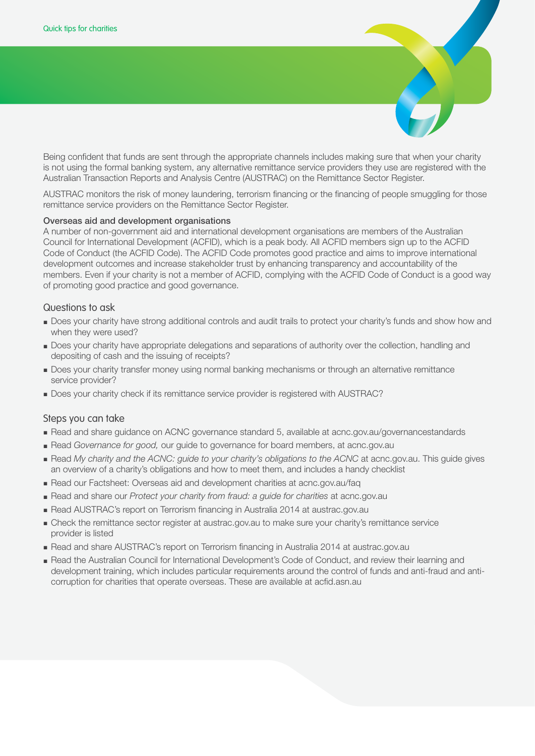Being confident that funds are sent through the appropriate channels includes making sure that when your charity is not using the formal banking system, any alternative remittance service providers they use are registered with the Australian Transaction Reports and Analysis Centre (AUSTRAC) on the Remittance Sector Register.

AUSTRAC monitors the risk of money laundering, terrorism financing or the financing of people smuggling for those remittance service providers on the Remittance Sector Register.

**Overseas aid and development organisations**

A number of non-government aid and international development organisations are members of the Australian Council for International Development (ACFID), which is a peak body. All ACFID members sign up to the ACFID Code of Conduct (the ACFID Code). The ACFID Code promotes good practice and aims to improve international development outcomes and increase stakeholder trust by enhancing transparency and accountability of the members. Even if your charity is not a member of ACFID, complying with the ACFID Code of Conduct is a good way of promoting good practice and good governance.

## Questions to ask

- Does your charity have strong additional controls and audit trails to protect your charity's funds and show how and when they were used?
- Does your charity have appropriate delegations and separations of authority over the collection, handling and depositing of cash and the issuing of receipts?
- Does your charity transfer money using normal banking mechanisms or through an alternative remittance service provider?
- Does your charity check if its remittance service provider is registered with AUSTRAC?

## Steps you can take

- Read and share guidance on ACNC governance standard 5, available at acnc.gov.au/governancestandards
- Read *Governance for good,* our guide to governance for board members, at acnc.gov.au
- Read *My charity and the ACNC: guide to your charity's obligations to the ACNC* at acnc.gov.au. This guide gives an overview of a charity's obligations and how to meet them, and includes a handy checklist
- Read our Factsheet: Overseas aid and development charities at acnc.gov.au/faq
- Read and share our *Protect your charity from fraud: a guide for charities* at acnc.gov.au
- Read AUSTRAC's report on Terrorism financing in Australia 2014 at austrac.gov.au
- Check the remittance sector register at austrac.gov.au to make sure your charity's remittance service provider is listed
- Read and share AUSTRAC's report on Terrorism financing in Australia 2014 at austrac.gov.au
- Read the Australian Council for International Development's Code of Conduct, and review their learning and development training, which includes particular requirements around the control of funds and anti-fraud and anti-corruption for charities that operate overseas. These are available at acfid.asn.au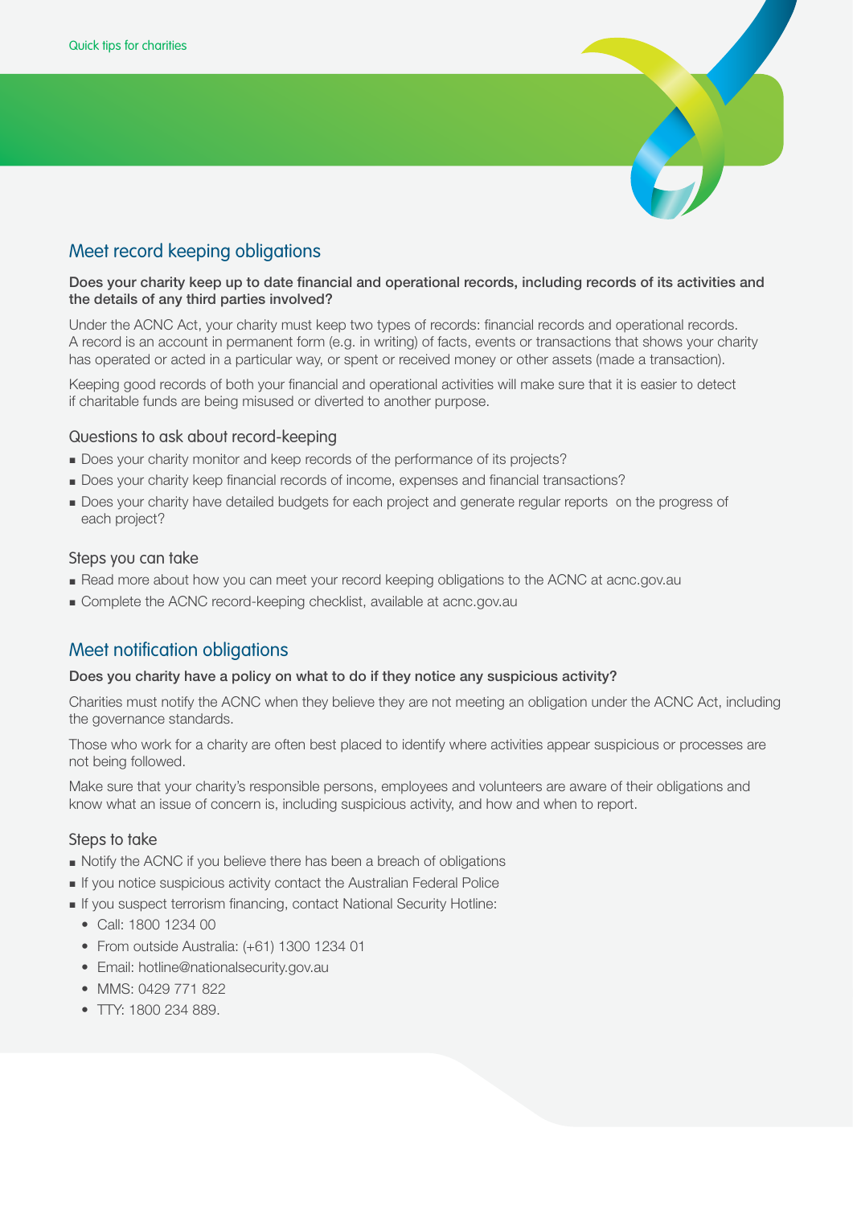## Meet record keeping obligations

**Does your charity keep up to date financial and operational records, including records of its activities and the details of any third parties involved?**

Under the ACNC Act, your charity must keep two types of records: financial records and operational records. A record is an account in permanent form (e.g. in writing) of facts, events or transactions that shows your charity has operated or acted in a particular way, or spent or received money or other assets (made a transaction).

Keeping good records of both your financial and operational activities will make sure that it is easier to detect if charitable funds are being misused or diverted to another purpose.

### Questions to ask about record-keeping

- Does your charity monitor and keep records of the performance of its projects?
- Does your charity keep financial records of income, expenses and financial transactions?
- Does your charity have detailed budgets for each project and generate regular reports on the progress of each project?

### Steps you can take

- Read more about how you can meet your record keeping obligations to the ACNC at acnc.gov.au
- Complete the ACNC record-keeping checklist, available at acnc.gov.au

## Meet notification obligations

**Does you charity have a policy on what to do if they notice any suspicious activity?**

Charities must notify the ACNC when they believe they are not meeting an obligation under the ACNC Act, including the governance standards.

Those who work for a charity are often best placed to identify where activities appear suspicious or processes are not being followed.

Make sure that your charity's responsible persons, employees and volunteers are aware of their obligations and know what an issue of concern is, including suspicious activity, and how and when to report.

### Steps to take

- Notify the ACNC if you believe there has been a breach of obligations
- If you notice suspicious activity contact the Australian Federal Police
- If you suspect terrorism financing, contact National Security Hotline:
  - Call: 1800 1234 00
  - From outside Australia: (+61) 1300 1234 01
  - Email: hotline@nationalsecurity.gov.au
  - MMS: 0429 771 822
  - TTY: 1800 234 889.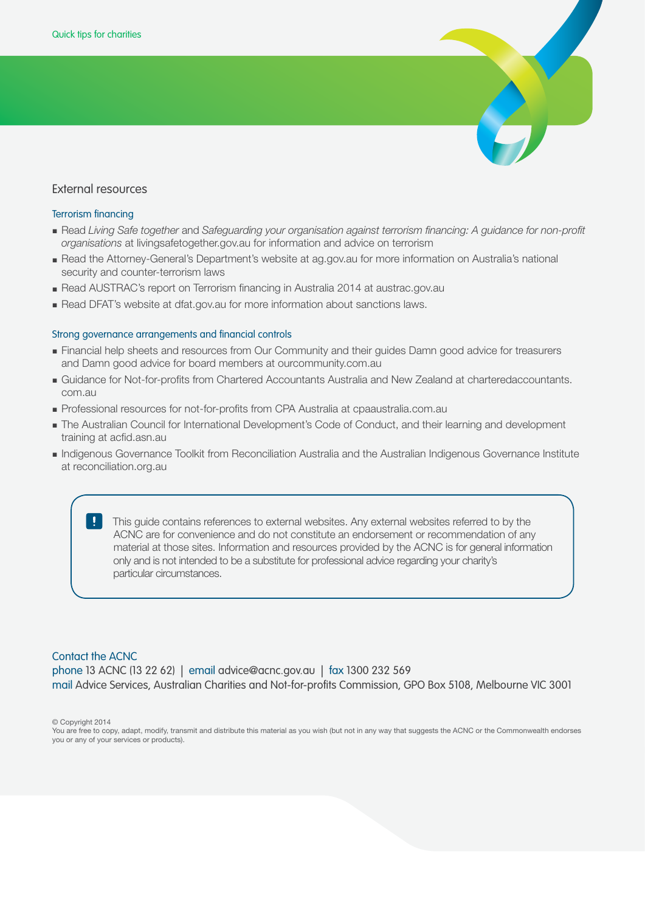## External resources

### Terrorism financing

- Read *Living Safe together* and *Safeguarding your organisation against terrorism financing: A guidance for non-profit organisations* at livingsafetogether.gov.au for information and advice on terrorism
- Read the Attorney-General's Department's website at ag.gov.au for more information on Australia's national security and counter-terrorism laws
- Read AUSTRAC's report on Terrorism financing in Australia 2014 at austrac.gov.au
- Read DFAT's website at dfat.gov.au for more information about sanctions laws.

### Strong governance arrangements and financial controls

- Financial help sheets and resources from Our Community and their guides Damn good advice for treasurers and Damn good advice for board members at ourcommunity.com.au
- Guidance for Not-for-profits from Chartered Accountants Australia and New Zealand at charteredaccountants.com.au
- Professional resources for not-for-profits from CPA Australia at cpaaustralia.com.au
- The Australian Council for International Development's Code of Conduct, and their learning and development training at acfid.asn.au
- Indigenous Governance Toolkit from Reconciliation Australia and the Australian Indigenous Governance Institute at reconciliation.org.au

> **!** This guide contains references to external websites. Any external websites referred to by the ACNC are for convenience and do not constitute an endorsement or recommendation of any material at those sites. Information and resources provided by the ACNC is for general information only and is not intended to be a substitute for professional advice regarding your charity's particular circumstances.

### Contact the ACNC

phone 13 ACNC (13 22 62) | email advice@acnc.gov.au | fax 1300 232 569
mail Advice Services, Australian Charities and Not-for-profits Commission, GPO Box 5108, Melbourne VIC 3001

© Copyright 2014
You are free to copy, adapt, modify, transmit and distribute this material as you wish (but not in any way that suggests the ACNC or the Commonwealth endorses you or any of your services or products).